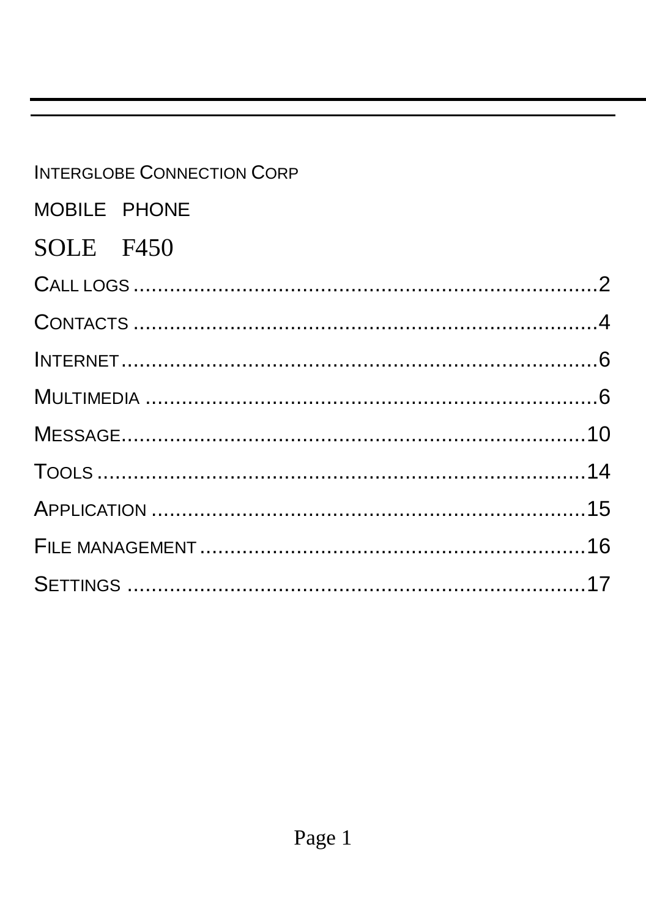INTERGLOBE CONNECTION CORP

MOBILE PHONE

# SOLE F450

CALL LOGS ....................................................................2

CONTACTS .....................................................................4

INTERNET.......................................................................6

MULTIMEDIA ...................................................................6

MESSAGE.....................................................................10

TOOLS .........................................................................14

APPLICATION ...............................................................15

FILE MANAGEMENT .......................................................16

SETTINGS ....................................................................17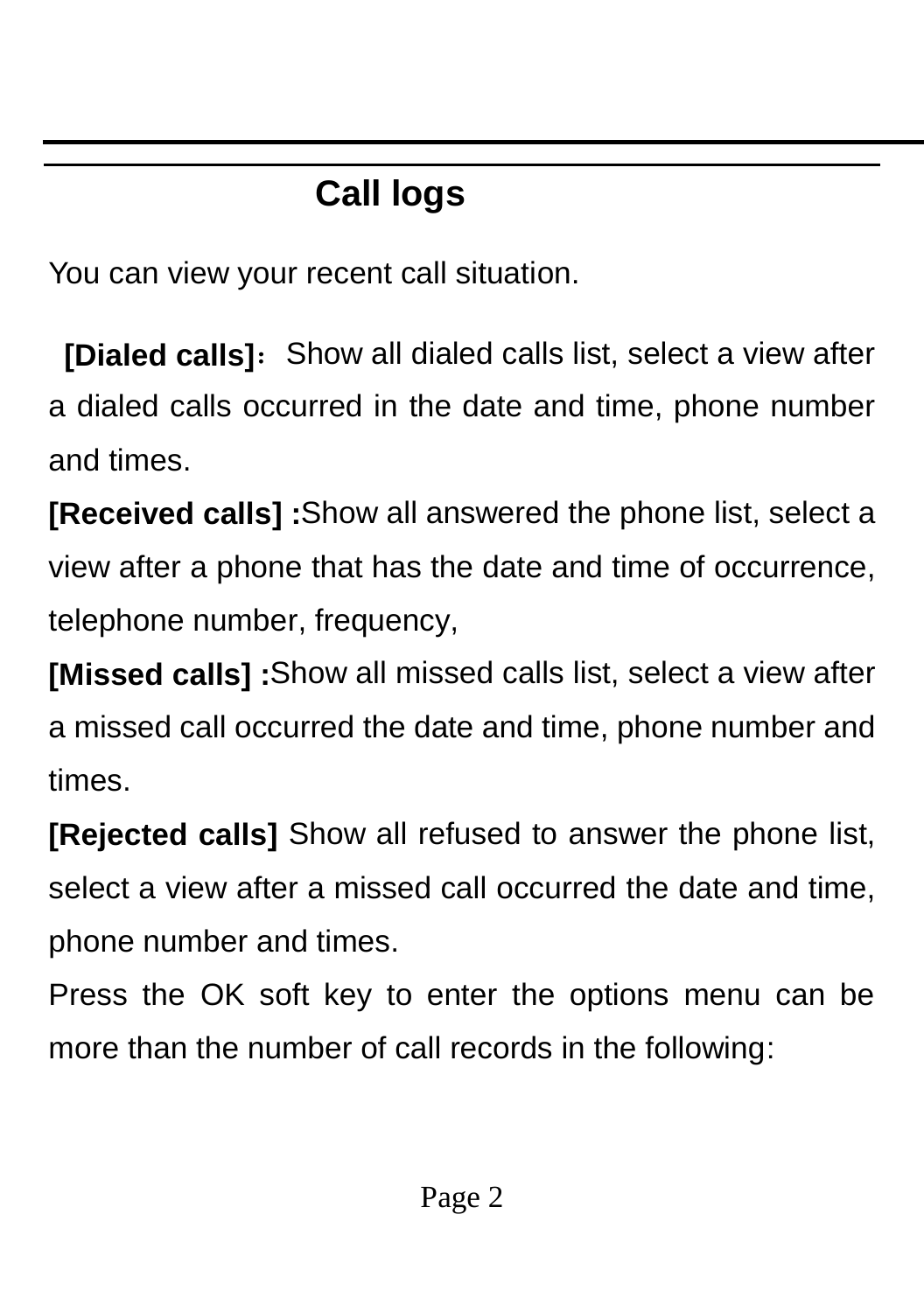## Call logs

You can view your recent call situation.

**[Dialed calls]：** Show all dialed calls list, select a view after a dialed calls occurred in the date and time, phone number and times.

**[Received calls] :**Show all answered the phone list, select a view after a phone that has the date and time of occurrence, telephone number, frequency,

**[Missed calls] :**Show all missed calls list, select a view after a missed call occurred the date and time, phone number and times.

**[Rejected calls]** Show all refused to answer the phone list, select a view after a missed call occurred the date and time, phone number and times.

Press the OK soft key to enter the options menu can be more than the number of call records in the following: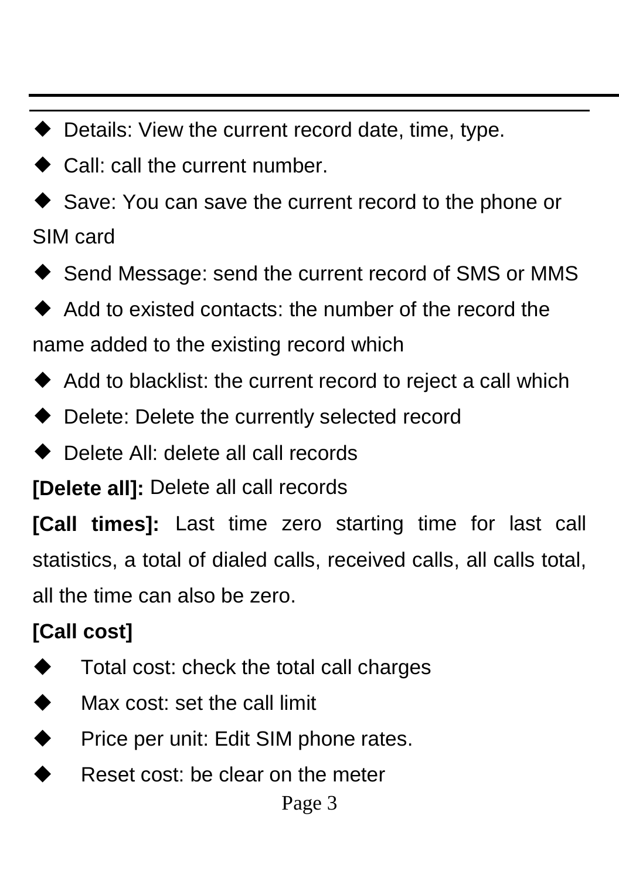- Details: View the current record date, time, type.
- Call: call the current number.
- Save: You can save the current record to the phone or SIM card
- Send Message: send the current record of SMS or MMS
- Add to existed contacts: the number of the record the name added to the existing record which
- Add to blacklist: the current record to reject a call which
- Delete: Delete the currently selected record
- Delete All: delete all call records

**[Delete all]:** Delete all call records

**[Call times]:** Last time zero starting time for last call statistics, a total of dialed calls, received calls, all calls total, all the time can also be zero.

**[Call cost]**

- Total cost: check the total call charges
- Max cost: set the call limit
- Price per unit: Edit SIM phone rates.
- Reset cost: be clear on the meter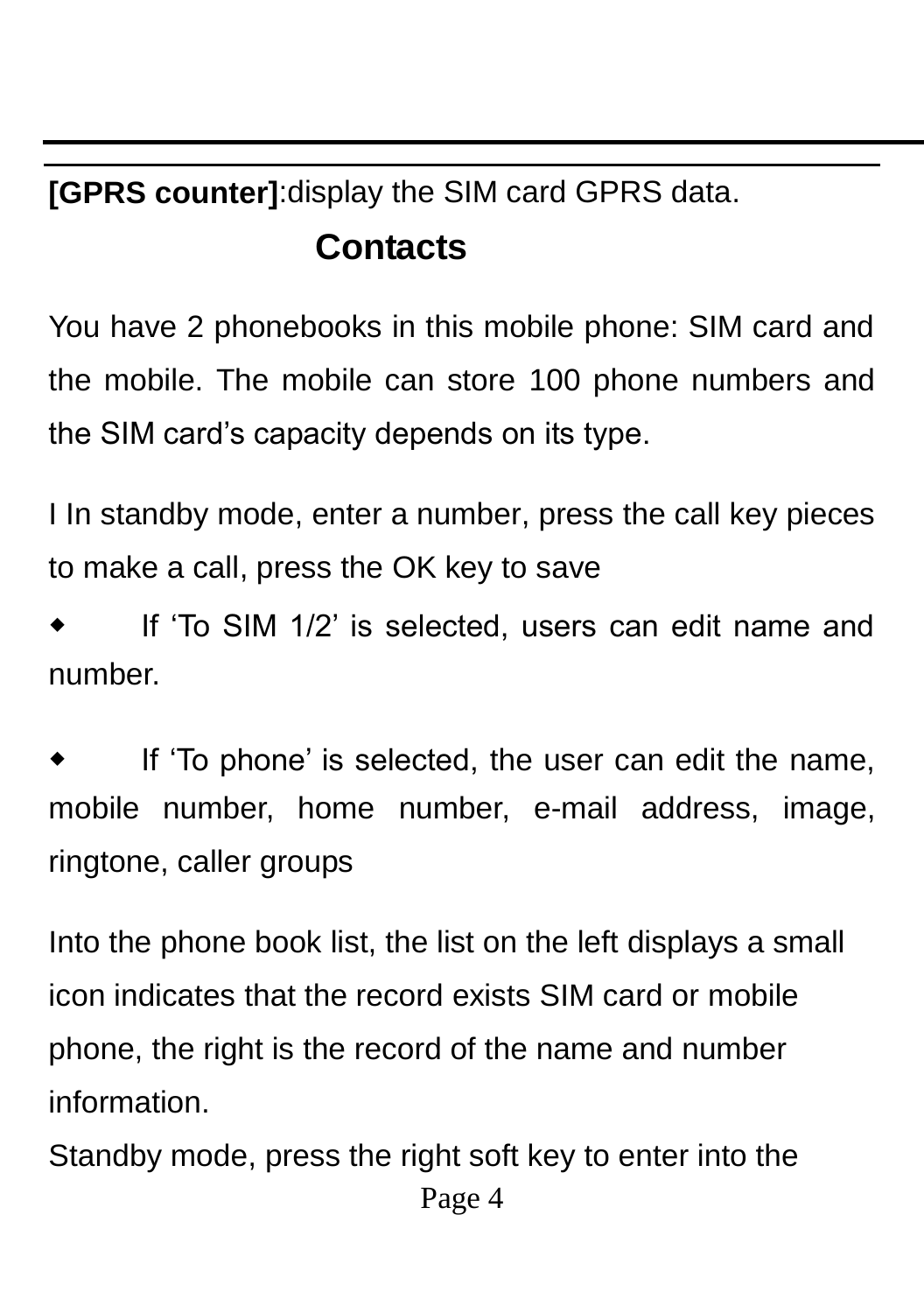**[GPRS counter]**:display the SIM card GPRS data.

## Contacts

You have 2 phonebooks in this mobile phone: SIM card and the mobile. The mobile can store 100 phone numbers and the SIM card's capacity depends on its type.

I In standby mode, enter a number, press the call key pieces to make a call, press the OK key to save

- If 'To SIM 1/2' is selected, users can edit name and number.

- If 'To phone' is selected, the user can edit the name, mobile number, home number, e-mail address, image, ringtone, caller groups

Into the phone book list, the list on the left displays a small icon indicates that the record exists SIM card or mobile phone, the right is the record of the name and number information.

Standby mode, press the right soft key to enter into the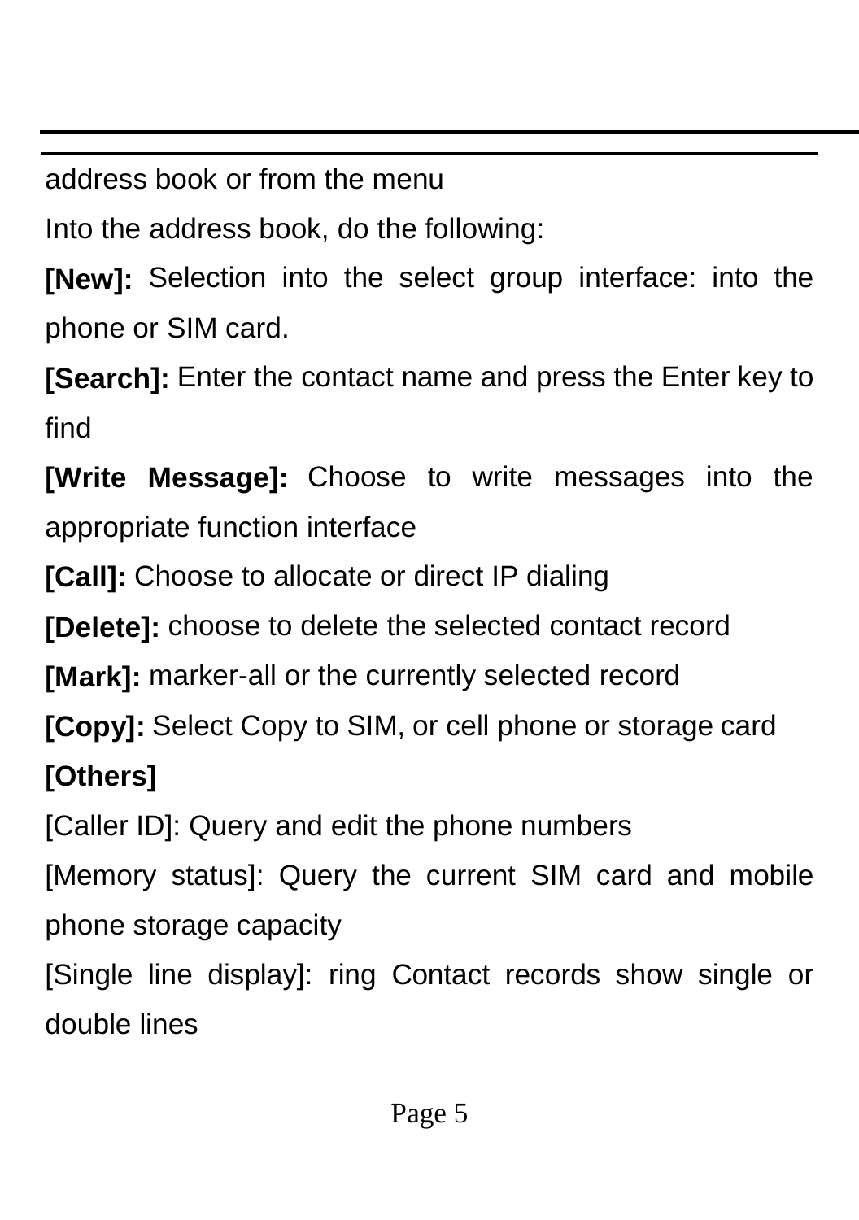address book or from the menu

Into the address book, do the following:

**[New]:** Selection into the select group interface: into the phone or SIM card.

**[Search]:** Enter the contact name and press the Enter key to find

**[Write Message]:** Choose to write messages into the appropriate function interface

**[Call]:** Choose to allocate or direct IP dialing

**[Delete]:** choose to delete the selected contact record

**[Mark]:** marker-all or the currently selected record

**[Copy]:** Select Copy to SIM, or cell phone or storage card

**[Others]**

[Caller ID]: Query and edit the phone numbers

[Memory status]: Query the current SIM card and mobile phone storage capacity

[Single line display]: ring Contact records show single or double lines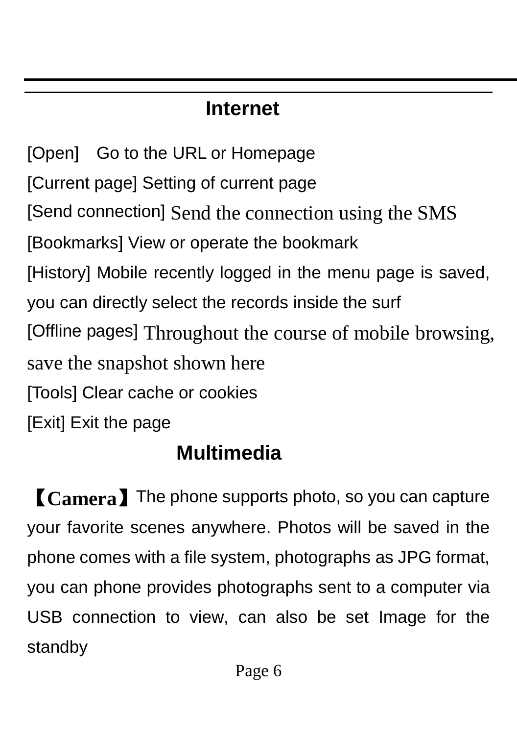## Internet

[Open]　Go to the URL or Homepage

[Current page] Setting of current page

[Send connection] Send the connection using the SMS

[Bookmarks] View or operate the bookmark

[History] Mobile recently logged in the menu page is saved, you can directly select the records inside the surf

[Offline pages] Throughout the course of mobile browsing, save the snapshot shown here

[Tools] Clear cache or cookies

[Exit] Exit the page

## Multimedia

【**Camera**】The phone supports photo, so you can capture your favorite scenes anywhere. Photos will be saved in the phone comes with a file system, photographs as JPG format, you can phone provides photographs sent to a computer via USB connection to view, can also be set Image for the standby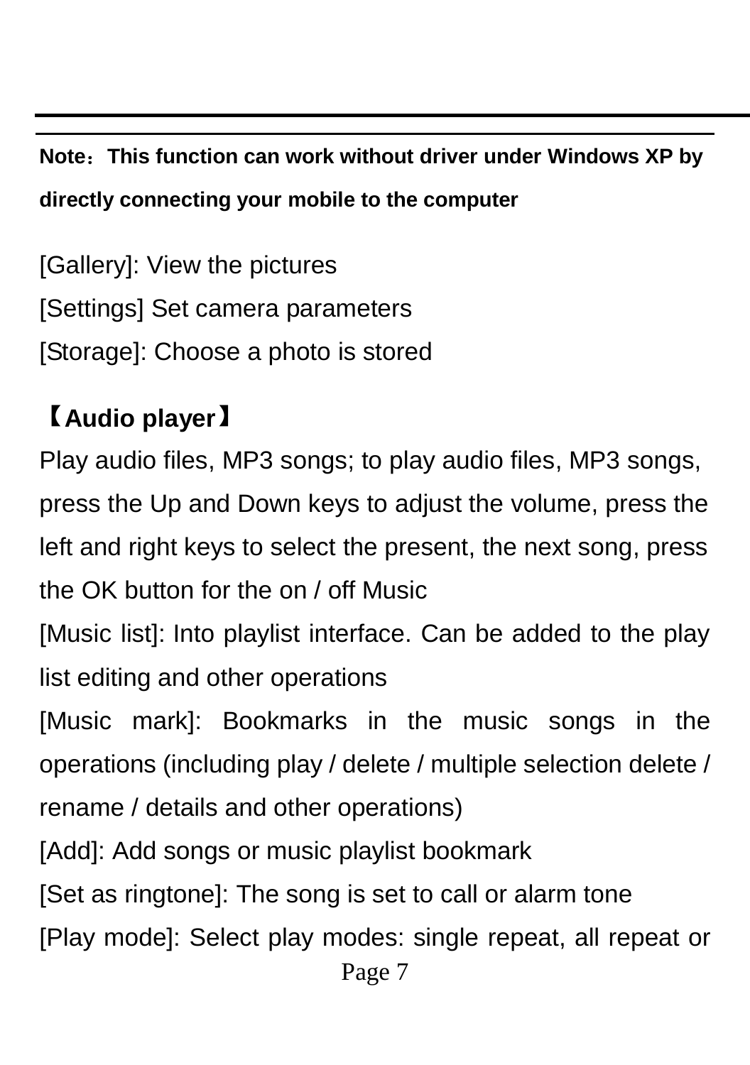**Note：This function can work without driver under Windows XP by directly connecting your mobile to the computer**

[Gallery]: View the pictures
[Settings] Set camera parameters
[Storage]: Choose a photo is stored

**【Audio player】**

Play audio files, MP3 songs; to play audio files, MP3 songs, press the Up and Down keys to adjust the volume, press the left and right keys to select the present, the next song, press the OK button for the on / off Music

[Music list]: Into playlist interface. Can be added to the play list editing and other operations

[Music mark]: Bookmarks in the music songs in the operations (including play / delete / multiple selection delete / rename / details and other operations)

[Add]: Add songs or music playlist bookmark

[Set as ringtone]: The song is set to call or alarm tone

[Play mode]: Select play modes: single repeat, all repeat or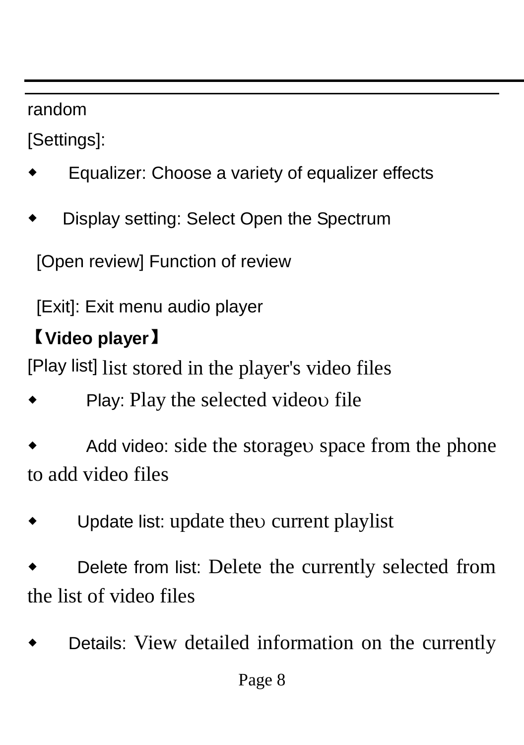random

[Settings]:

- Equalizer: Choose a variety of equalizer effects
- Display setting: Select Open the Spectrum

[Open review] Function of review

[Exit]: Exit menu audio player

**【Video player】**

[Play list] list stored in the player's video files

- Play: Play the selected videoυ file
- Add video: side the storageυ space from the phone to add video files
- Update list: update theυ current playlist
- Delete from list: Delete the currently selected from the list of video files
- Details: View detailed information on the currently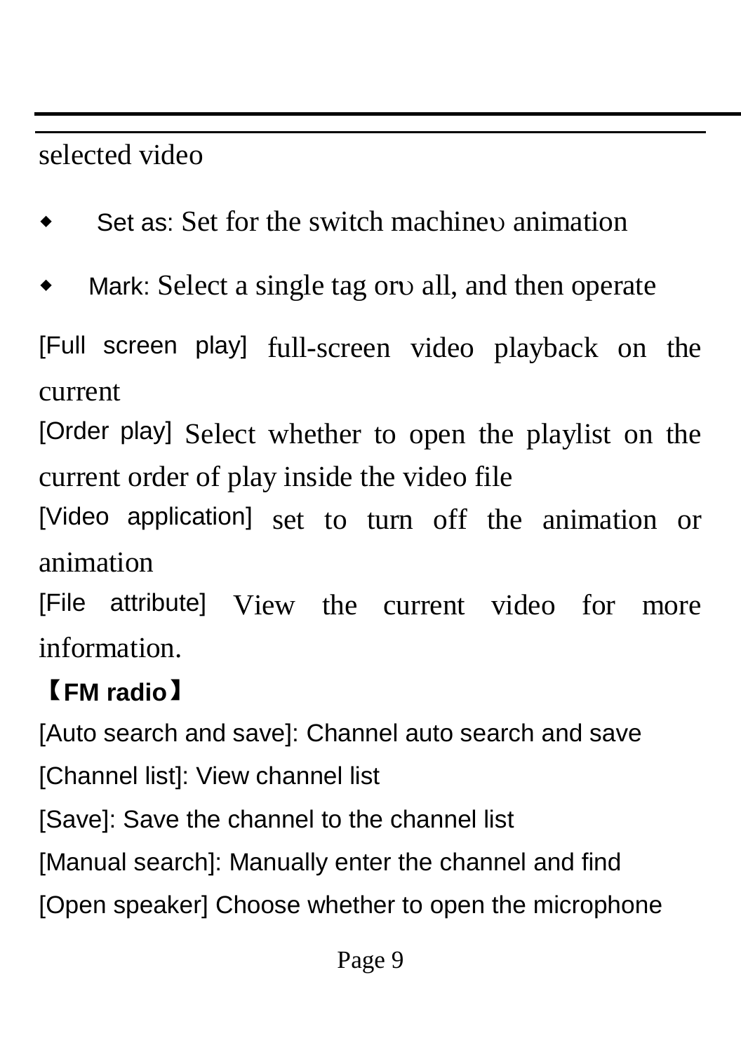selected video

- Set as: Set for the switch machineυ animation
- Mark: Select a single tag orυ all, and then operate

[Full screen play] full-screen video playback on the current

[Order play] Select whether to open the playlist on the current order of play inside the video file

[Video application] set to turn off the animation or animation

[File attribute] View the current video for more information.

**【FM radio】**

[Auto search and save]: Channel auto search and save

[Channel list]: View channel list

[Save]: Save the channel to the channel list

[Manual search]: Manually enter the channel and find

[Open speaker] Choose whether to open the microphone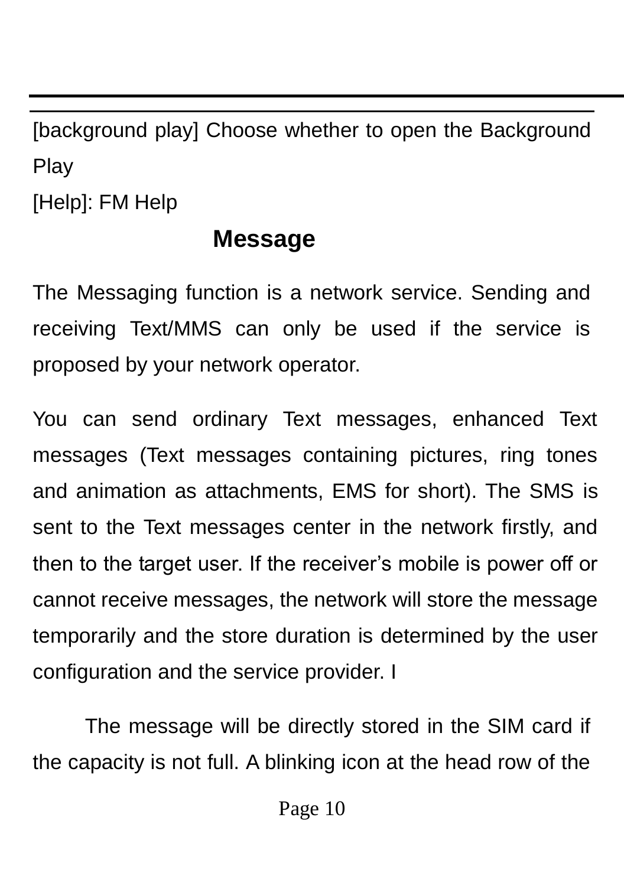[background play] Choose whether to open the Background Play

[Help]: FM Help

## Message

The Messaging function is a network service. Sending and receiving Text/MMS can only be used if the service is proposed by your network operator.

You can send ordinary Text messages, enhanced Text messages (Text messages containing pictures, ring tones and animation as attachments, EMS for short). The SMS is sent to the Text messages center in the network firstly, and then to the target user. If the receiver’s mobile is power off or cannot receive messages, the network will store the message temporarily and the store duration is determined by the user configuration and the service provider. I

The message will be directly stored in the SIM card if the capacity is not full. A blinking icon at the head row of the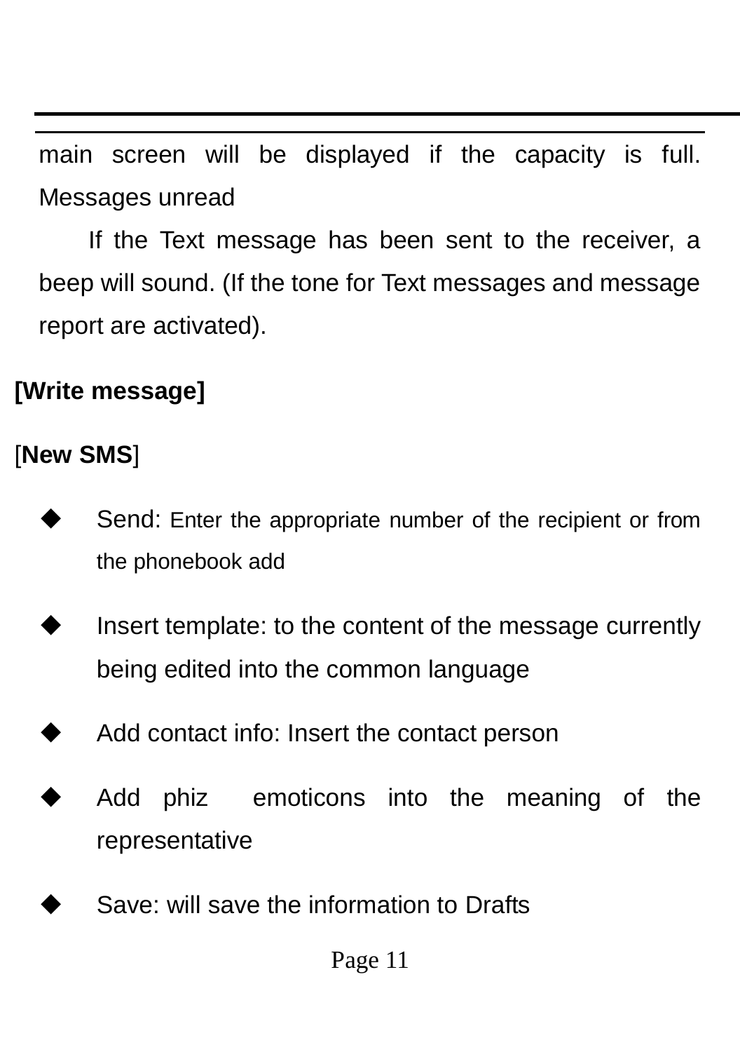main screen will be displayed if the capacity is full. Messages unread

If the Text message has been sent to the receiver, a beep will sound. (If the tone for Text messages and message report are activated).

**[Write message]**

[**New SMS**]

- Send: Enter the appropriate number of the recipient or from the phonebook add
- Insert template: to the content of the message currently being edited into the common language
- Add contact info: Insert the contact person
- Add phiz emoticons into the meaning of the representative
- Save: will save the information to Drafts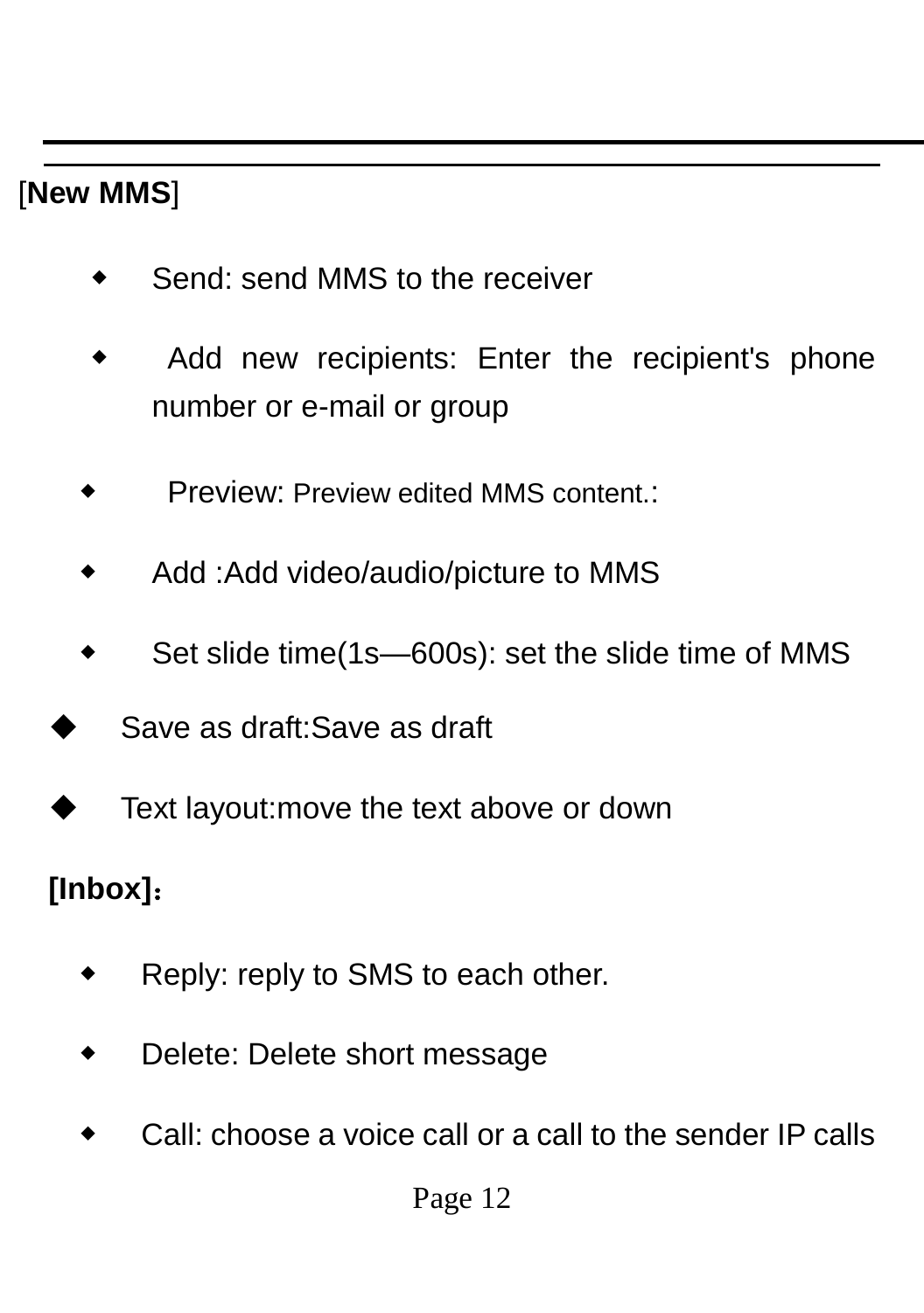[**New MMS**]

- Send: send MMS to the receiver
- Add new recipients: Enter the recipient's phone number or e-mail or group
- Preview: Preview edited MMS content.:
- Add :Add video/audio/picture to MMS
- Set slide time(1s—600s): set the slide time of MMS
- Save as draft:Save as draft
- Text layout:move the text above or down

**[Inbox]**：

- Reply: reply to SMS to each other.
- Delete: Delete short message
- Call: choose a voice call or a call to the sender IP calls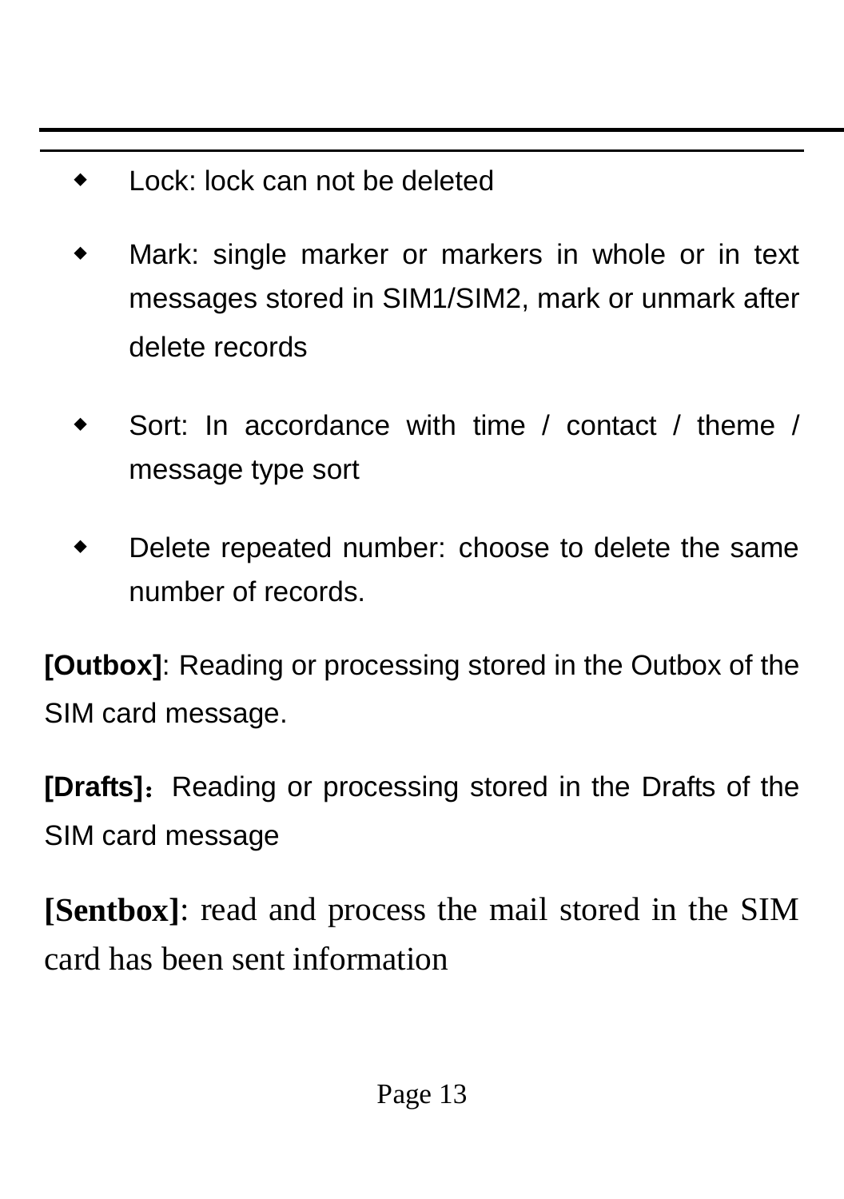- Lock: lock can not be deleted
- Mark: single marker or markers in whole or in text messages stored in SIM1/SIM2, mark or unmark after delete records
- Sort: In accordance with time / contact / theme / message type sort
- Delete repeated number: choose to delete the same number of records.

**[Outbox]**: Reading or processing stored in the Outbox of the SIM card message.

**[Drafts]**： Reading or processing stored in the Drafts of the SIM card message

**[Sentbox]**: read and process the mail stored in the SIM card has been sent information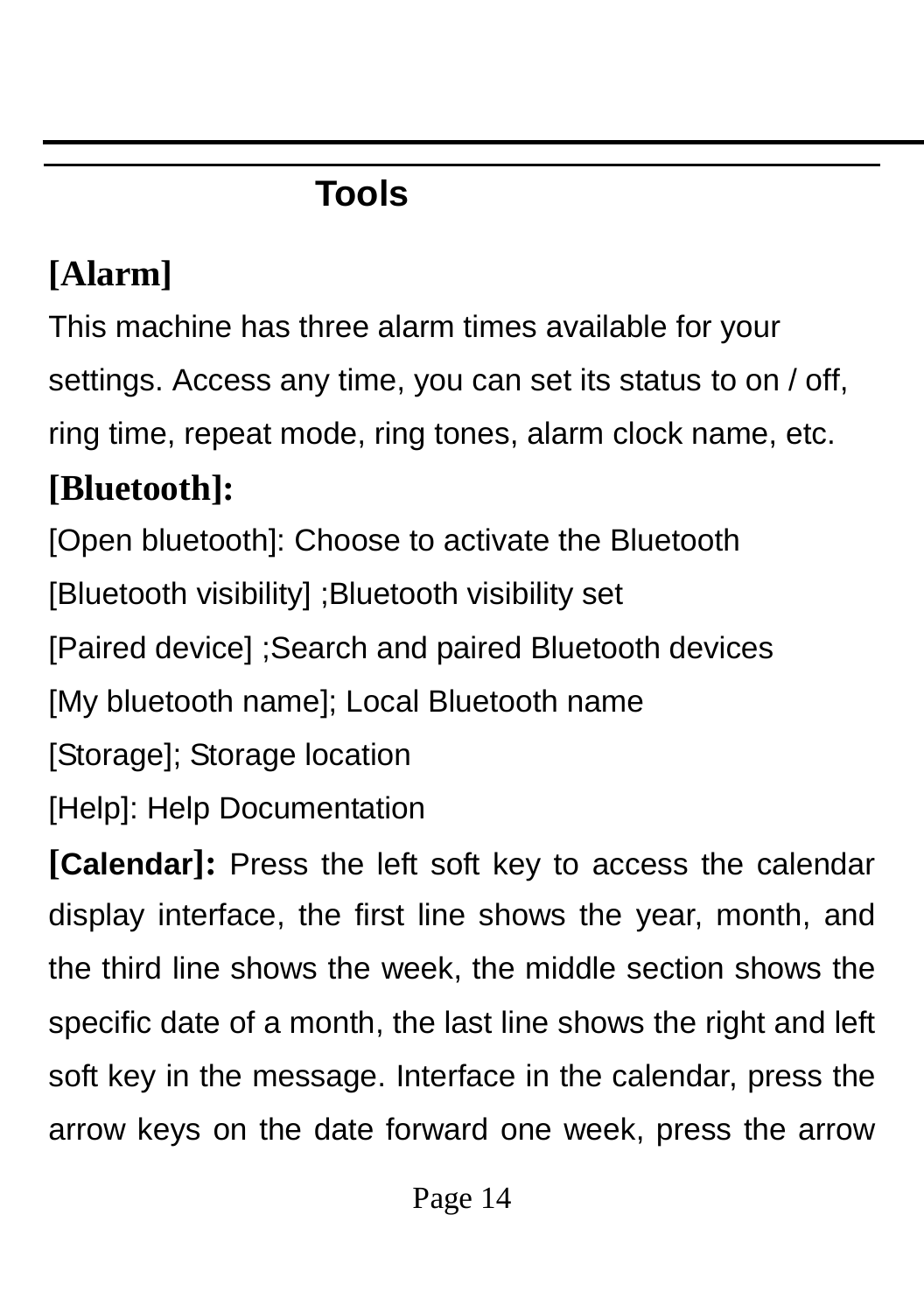## Tools

### [Alarm]

This machine has three alarm times available for your settings. Access any time, you can set its status to on / off, ring time, repeat mode, ring tones, alarm clock name, etc.

### [Bluetooth]:

[Open bluetooth]: Choose to activate the Bluetooth

[Bluetooth visibility] ;Bluetooth visibility set

[Paired device] ;Search and paired Bluetooth devices

[My bluetooth name]; Local Bluetooth name

[Storage]; Storage location

[Help]: Help Documentation

**[Calendar]:** Press the left soft key to access the calendar display interface, the first line shows the year, month, and the third line shows the week, the middle section shows the specific date of a month, the last line shows the right and left soft key in the message. Interface in the calendar, press the arrow keys on the date forward one week, press the arrow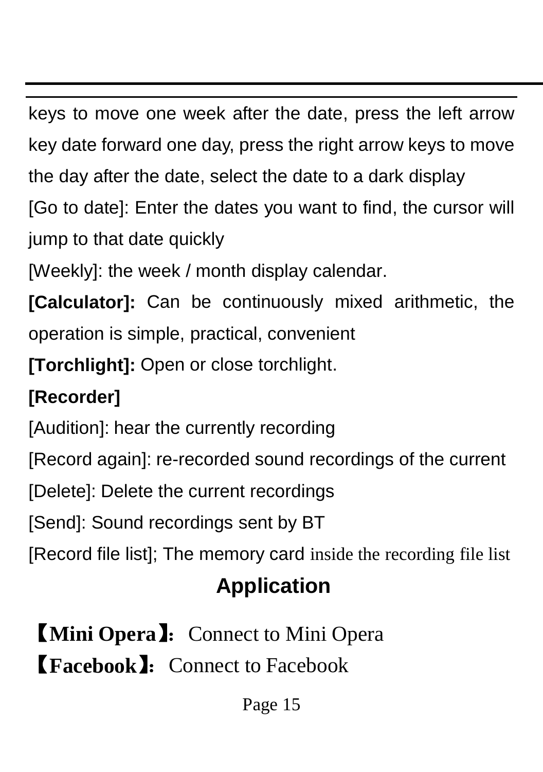keys to move one week after the date, press the left arrow key date forward one day, press the right arrow keys to move the day after the date, select the date to a dark display

[Go to date]: Enter the dates you want to find, the cursor will jump to that date quickly

[Weekly]: the week / month display calendar.

**[Calculator]:** Can be continuously mixed arithmetic, the operation is simple, practical, convenient

**[Torchlight]:** Open or close torchlight.

**[Recorder]**

[Audition]: hear the currently recording

[Record again]: re-recorded sound recordings of the current

[Delete]: Delete the current recordings

[Send]: Sound recordings sent by BT

[Record file list]; The memory card inside the recording file list

## Application

**【Mini Opera】:** Connect to Mini Opera

**【Facebook】:** Connect to Facebook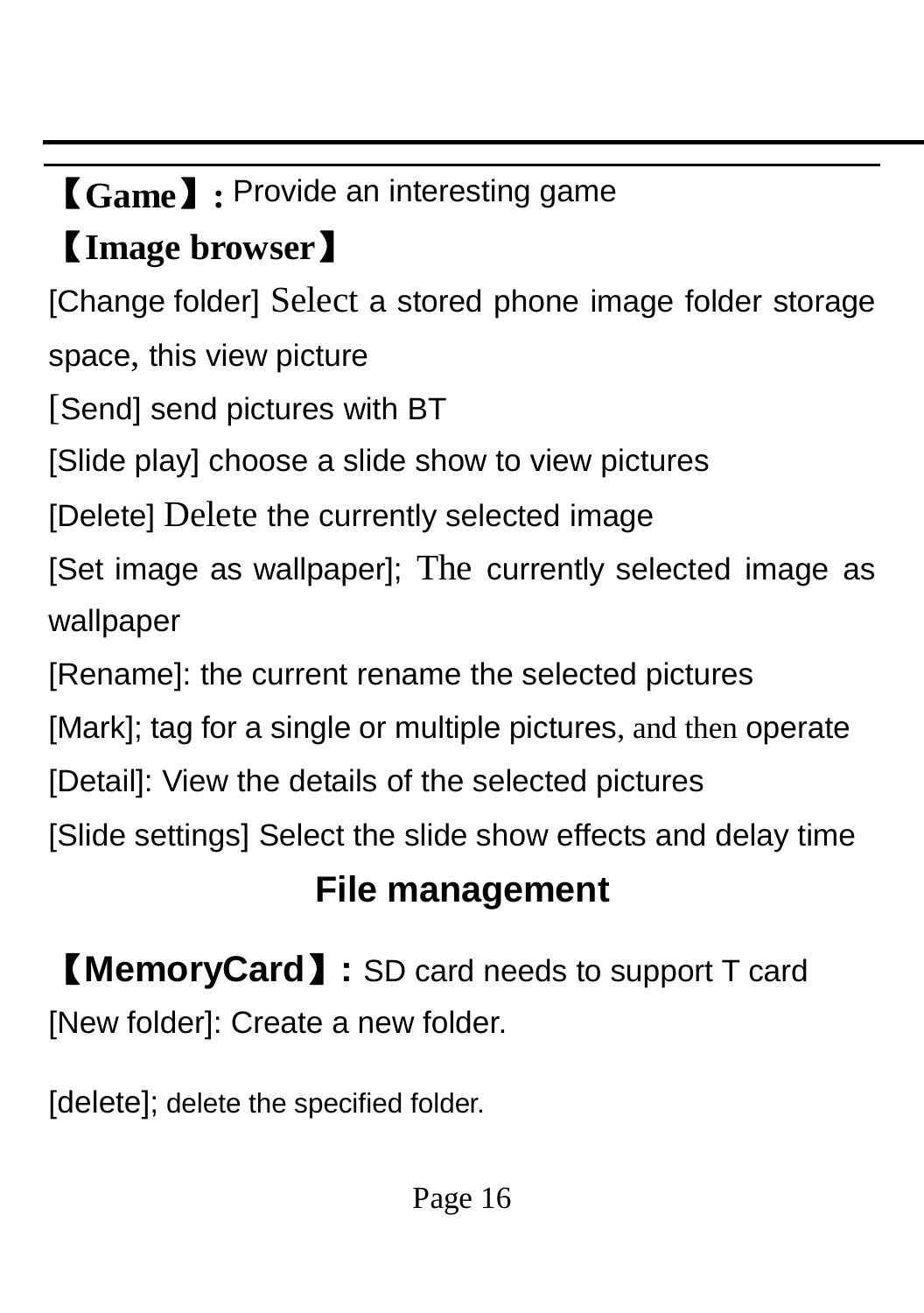**【Game】:** Provide an interesting game

**【Image browser】**

[Change folder] Select a stored phone image folder storage space, this view picture

[Send] send pictures with BT

[Slide play] choose a slide show to view pictures

[Delete] Delete the currently selected image

[Set image as wallpaper]; The currently selected image as wallpaper

[Rename]: the current rename the selected pictures

[Mark]; tag for a single or multiple pictures, and then operate

[Detail]: View the details of the selected pictures

[Slide settings] Select the slide show effects and delay time

## File management

**【MemoryCard】:** SD card needs to support T card

[New folder]: Create a new folder.

[delete]; delete the specified folder.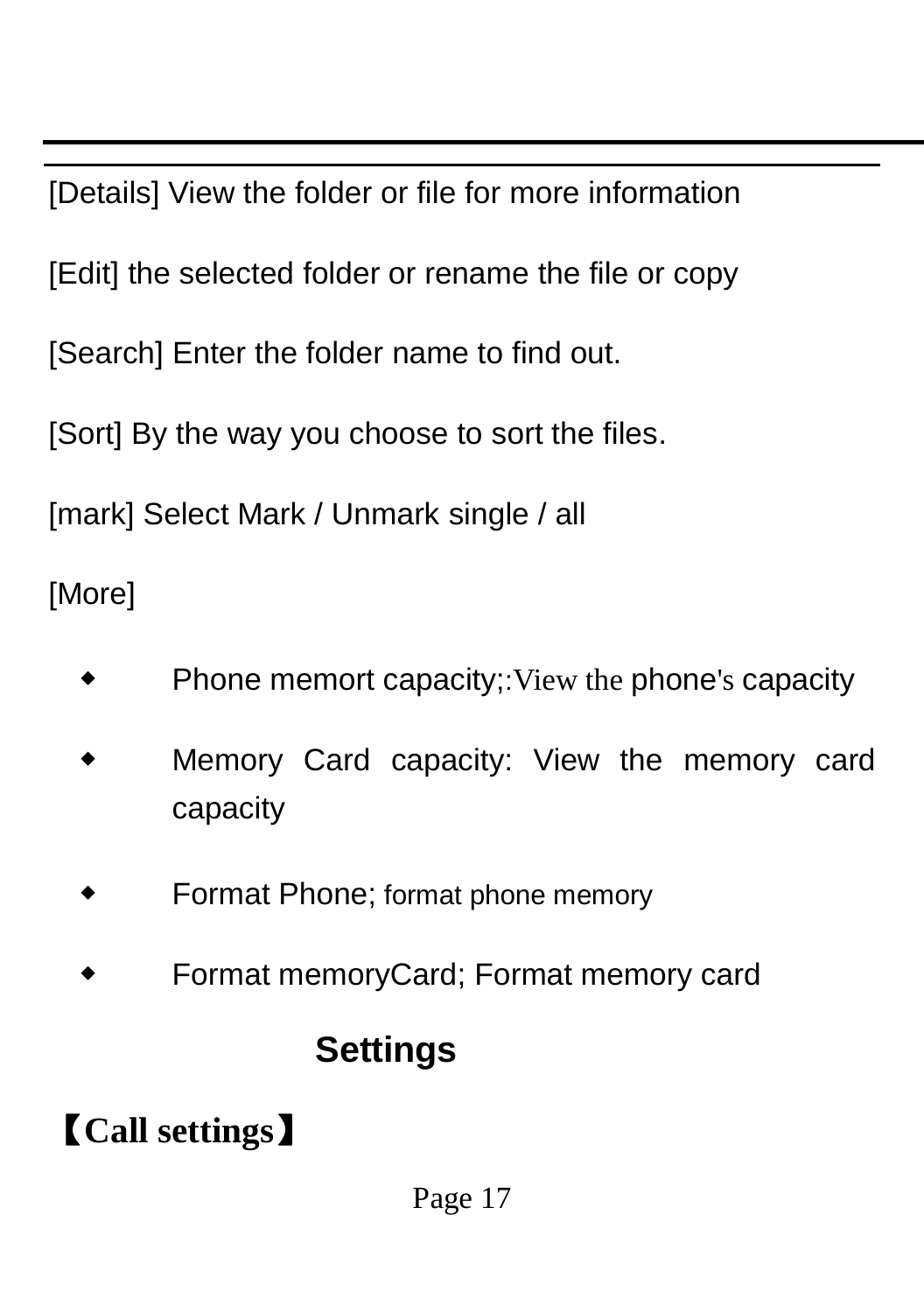[Details] View the folder or file for more information

[Edit] the selected folder or rename the file or copy

[Search] Enter the folder name to find out.

[Sort] By the way you choose to sort the files.

[mark] Select Mark / Unmark single / all

[More]

- Phone memort capacity;:View the phone's capacity
- Memory Card capacity: View the memory card capacity
- Format Phone; format phone memory
- Format memoryCard; Format memory card

## Settings

**【Call settings】**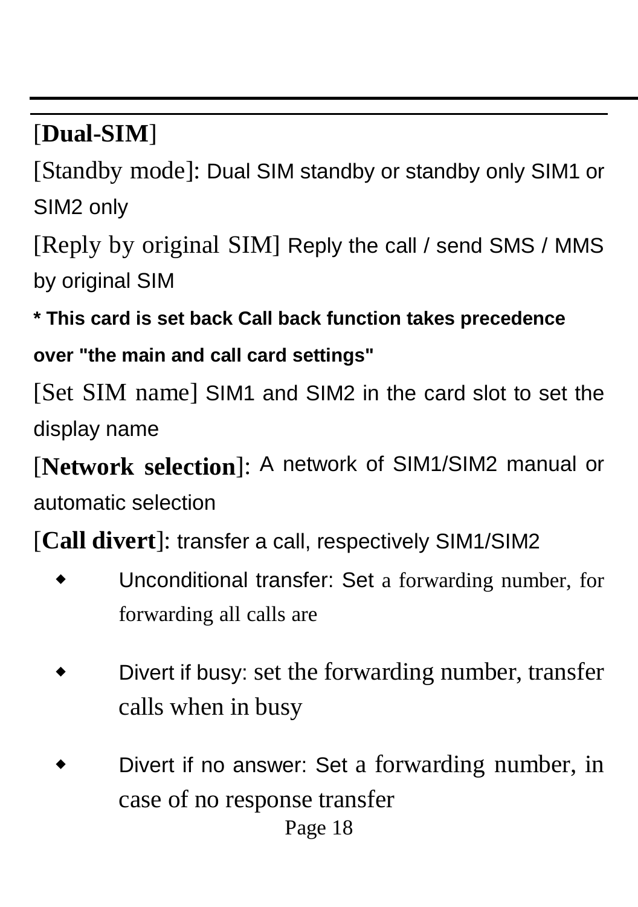[**Dual-SIM**]

[Standby mode]: Dual SIM standby or standby only SIM1 or SIM2 only

[Reply by original SIM] Reply the call / send SMS / MMS by original SIM

**\* This card is set back Call back function takes precedence over "the main and call card settings"**

[Set SIM name] SIM1 and SIM2 in the card slot to set the display name

[**Network selection**]: A network of SIM1/SIM2 manual or automatic selection

[**Call divert**]: transfer a call, respectively SIM1/SIM2

- Unconditional transfer: Set a forwarding number, for forwarding all calls are
- Divert if busy: set the forwarding number, transfer calls when in busy
- Divert if no answer: Set a forwarding number, in case of no response transfer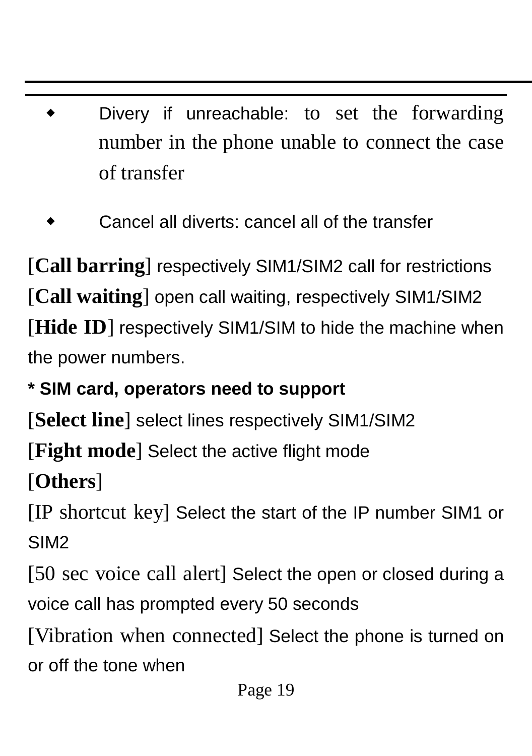- Divery if unreachable: to set the forwarding number in the phone unable to connect the case of transfer
- Cancel all diverts: cancel all of the transfer

[**Call barring**] respectively SIM1/SIM2 call for restrictions

[**Call waiting**] open call waiting, respectively SIM1/SIM2

[**Hide ID**] respectively SIM1/SIM to hide the machine when the power numbers.

*** SIM card, operators need to support**

[**Select line**] select lines respectively SIM1/SIM2

[**Fight mode**] Select the active flight mode

[**Others**]

[IP shortcut key] Select the start of the IP number SIM1 or SIM2

[50 sec voice call alert] Select the open or closed during a voice call has prompted every 50 seconds

[Vibration when connected] Select the phone is turned on or off the tone when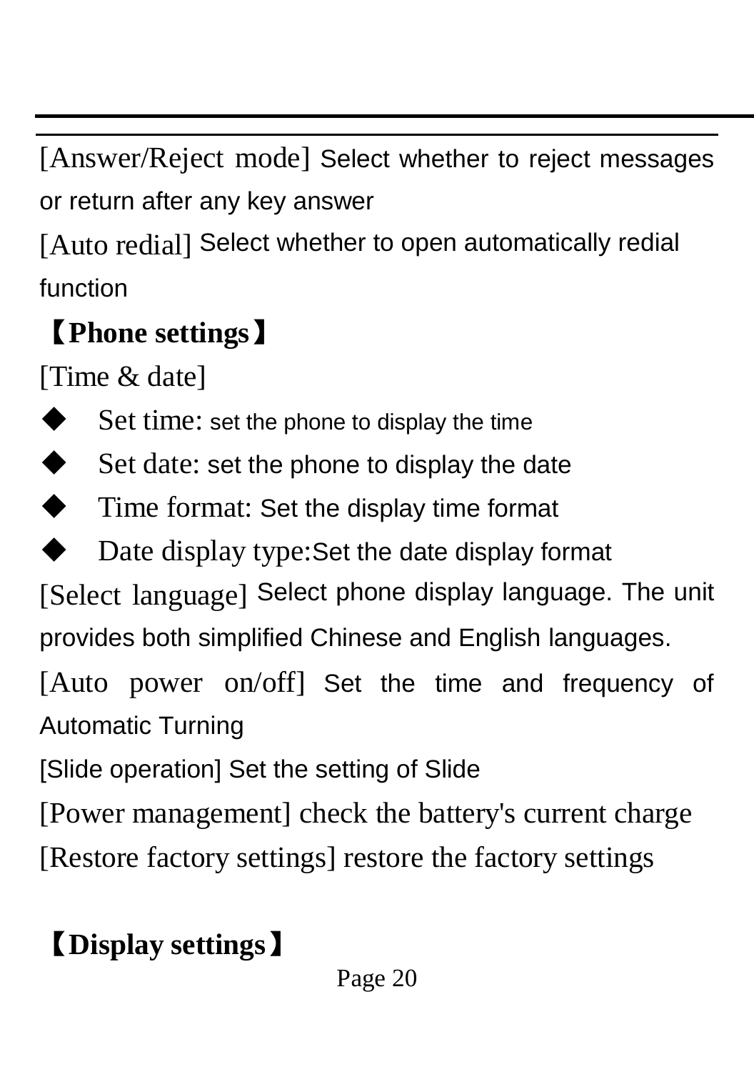[Answer/Reject mode] Select whether to reject messages or return after any key answer

[Auto redial] Select whether to open automatically redial function

**【Phone settings】**

[Time & date]

- Set time: set the phone to display the time
- Set date: set the phone to display the date
- Time format: Set the display time format
- Date display type:Set the date display format

[Select language] Select phone display language. The unit provides both simplified Chinese and English languages.

[Auto power on/off] Set the time and frequency of Automatic Turning

[Slide operation] Set the setting of Slide

[Power management] check the battery's current charge

[Restore factory settings] restore the factory settings

**【Display settings】**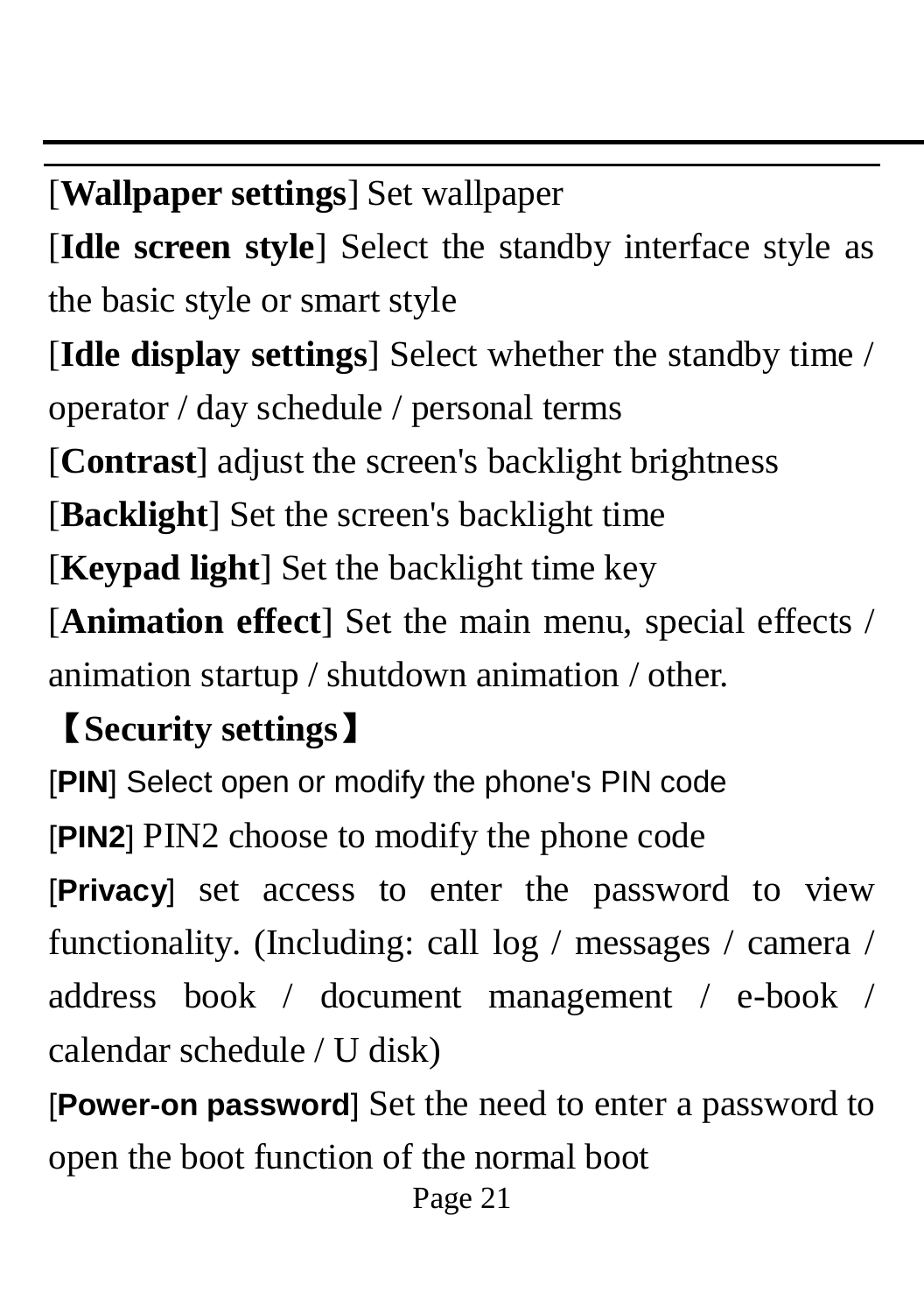[**Wallpaper settings**] Set wallpaper

[**Idle screen style**] Select the standby interface style as the basic style or smart style

[**Idle display settings**] Select whether the standby time / operator / day schedule / personal terms

[**Contrast**] adjust the screen's backlight brightness

[**Backlight**] Set the screen's backlight time

[**Keypad light**] Set the backlight time key

[**Animation effect**] Set the main menu, special effects / animation startup / shutdown animation / other.

**【Security settings】**

[**PIN**] Select open or modify the phone's PIN code

[**PIN2**] PIN2 choose to modify the phone code

[**Privacy**] set access to enter the password to view functionality. (Including: call log / messages / camera / address book / document management / e-book / calendar schedule / U disk)

[**Power-on password**] Set the need to enter a password to open the boot function of the normal boot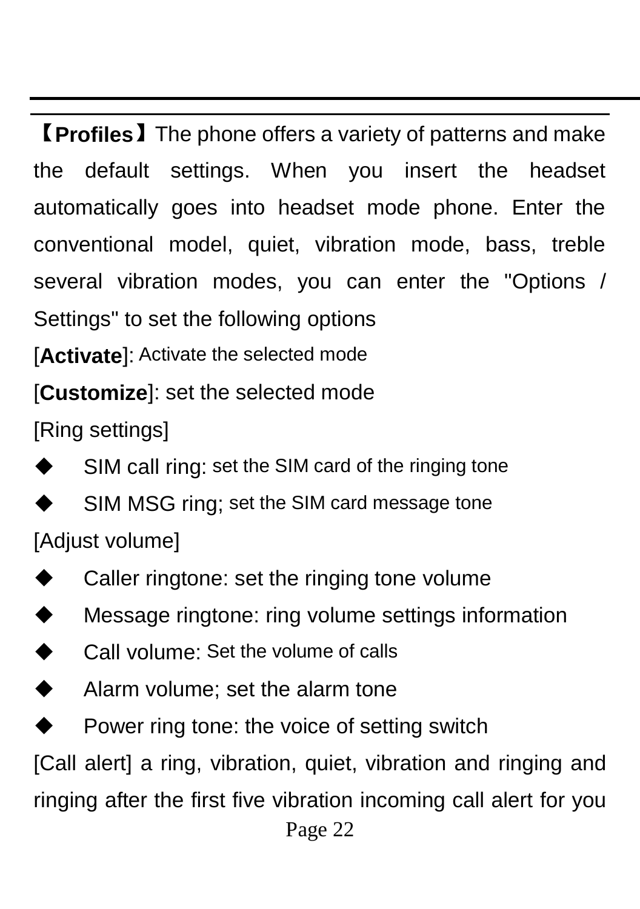**【Profiles】**The phone offers a variety of patterns and make the default settings. When you insert the headset automatically goes into headset mode phone. Enter the conventional model, quiet, vibration mode, bass, treble several vibration modes, you can enter the "Options / Settings" to set the following options

[**Activate**]: Activate the selected mode

[**Customize**]: set the selected mode

[Ring settings]

- SIM call ring: set the SIM card of the ringing tone
- SIM MSG ring; set the SIM card message tone

[Adjust volume]

- Caller ringtone: set the ringing tone volume
- Message ringtone: ring volume settings information
- Call volume: Set the volume of calls
- Alarm volume; set the alarm tone
- Power ring tone: the voice of setting switch

[Call alert] a ring, vibration, quiet, vibration and ringing and ringing after the first five vibration incoming call alert for you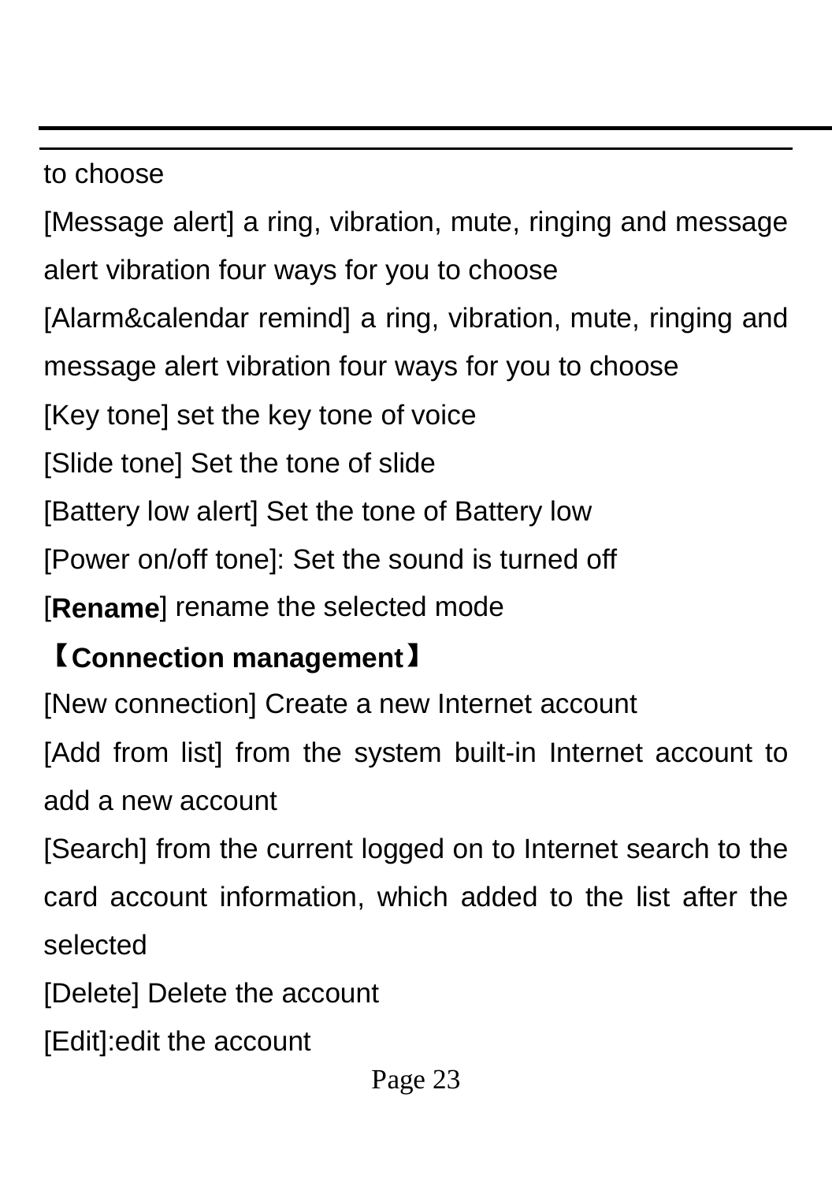to choose

[Message alert] a ring, vibration, mute, ringing and message alert vibration four ways for you to choose

[Alarm&calendar remind] a ring, vibration, mute, ringing and message alert vibration four ways for you to choose

[Key tone] set the key tone of voice

[Slide tone] Set the tone of slide

[Battery low alert] Set the tone of Battery low

[Power on/off tone]: Set the sound is turned off

[**Rename**] rename the selected mode

**【Connection management】**

[New connection] Create a new Internet account

[Add from list] from the system built-in Internet account to add a new account

[Search] from the current logged on to Internet search to the card account information, which added to the list after the selected

[Delete] Delete the account

[Edit]:edit the account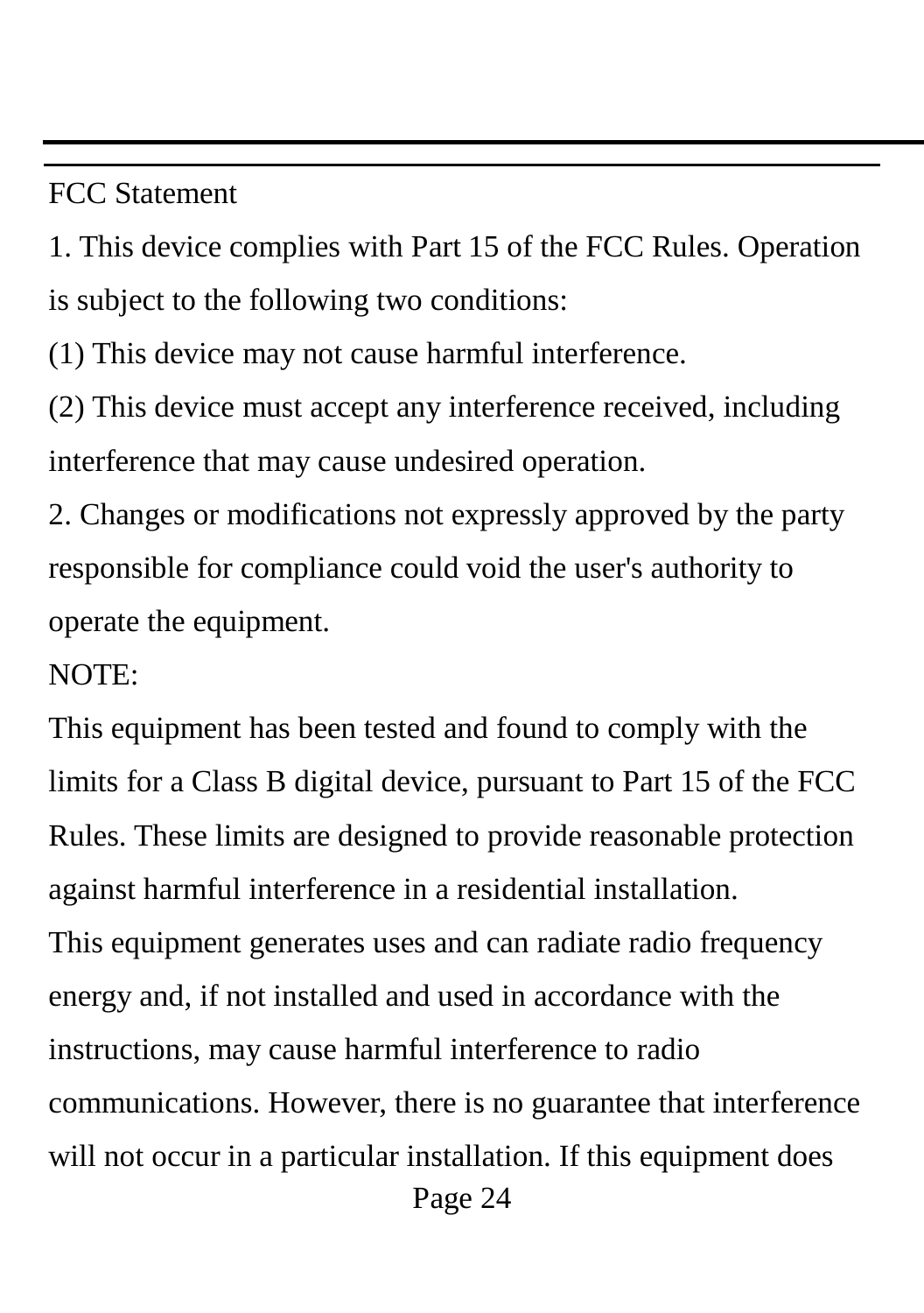FCC Statement

1. This device complies with Part 15 of the FCC Rules. Operation is subject to the following two conditions:

(1) This device may not cause harmful interference.

(2) This device must accept any interference received, including interference that may cause undesired operation.

2. Changes or modifications not expressly approved by the party responsible for compliance could void the user's authority to operate the equipment.

NOTE:

This equipment has been tested and found to comply with the limits for a Class B digital device, pursuant to Part 15 of the FCC Rules. These limits are designed to provide reasonable protection against harmful interference in a residential installation.

This equipment generates uses and can radiate radio frequency energy and, if not installed and used in accordance with the instructions, may cause harmful interference to radio communications. However, there is no guarantee that interference will not occur in a particular installation. If this equipment does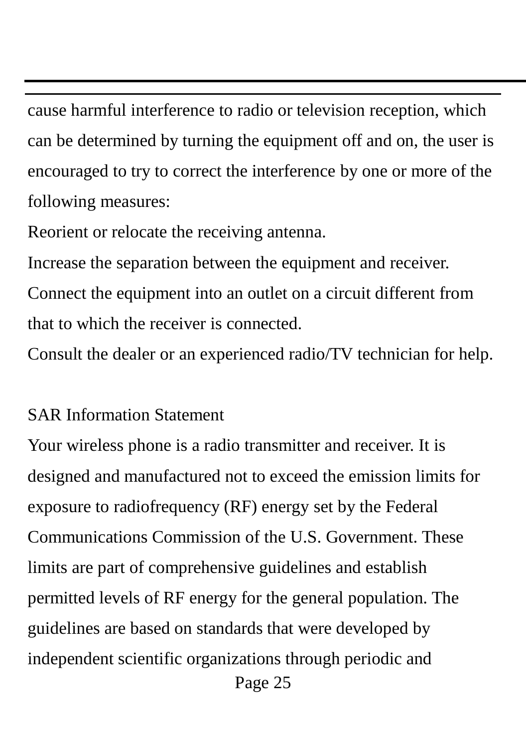cause harmful interference to radio or television reception, which can be determined by turning the equipment off and on, the user is encouraged to try to correct the interference by one or more of the following measures:

Reorient or relocate the receiving antenna.

Increase the separation between the equipment and receiver.

Connect the equipment into an outlet on a circuit different from that to which the receiver is connected.

Consult the dealer or an experienced radio/TV technician for help.

SAR Information Statement

Your wireless phone is a radio transmitter and receiver. It is designed and manufactured not to exceed the emission limits for exposure to radiofrequency (RF) energy set by the Federal Communications Commission of the U.S. Government. These limits are part of comprehensive guidelines and establish permitted levels of RF energy for the general population. The guidelines are based on standards that were developed by independent scientific organizations through periodic and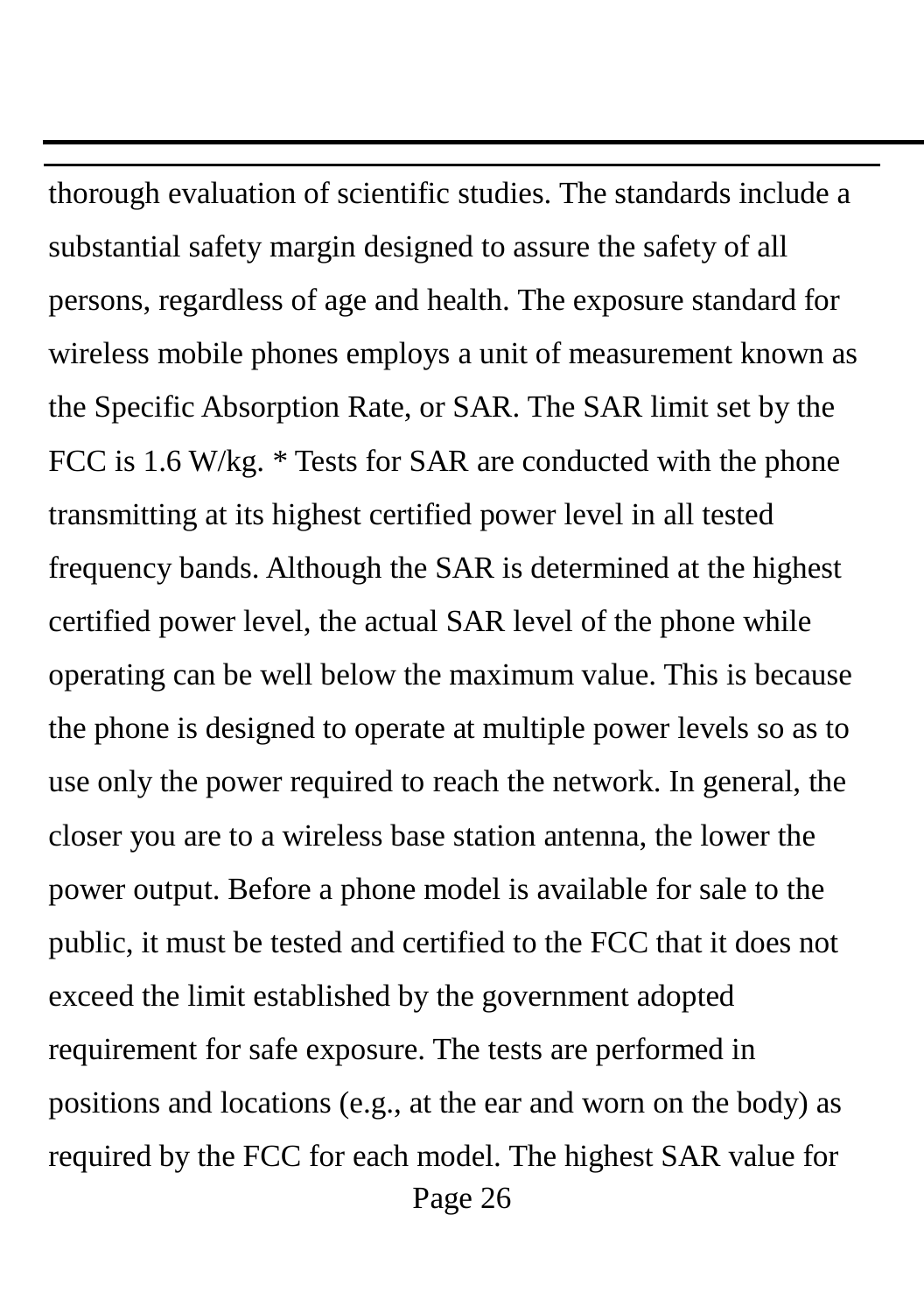thorough evaluation of scientific studies. The standards include a substantial safety margin designed to assure the safety of all persons, regardless of age and health. The exposure standard for wireless mobile phones employs a unit of measurement known as the Specific Absorption Rate, or SAR. The SAR limit set by the FCC is 1.6 W/kg. * Tests for SAR are conducted with the phone transmitting at its highest certified power level in all tested frequency bands. Although the SAR is determined at the highest certified power level, the actual SAR level of the phone while operating can be well below the maximum value. This is because the phone is designed to operate at multiple power levels so as to use only the power required to reach the network. In general, the closer you are to a wireless base station antenna, the lower the power output. Before a phone model is available for sale to the public, it must be tested and certified to the FCC that it does not exceed the limit established by the government adopted requirement for safe exposure. The tests are performed in positions and locations (e.g., at the ear and worn on the body) as required by the FCC for each model. The highest SAR value for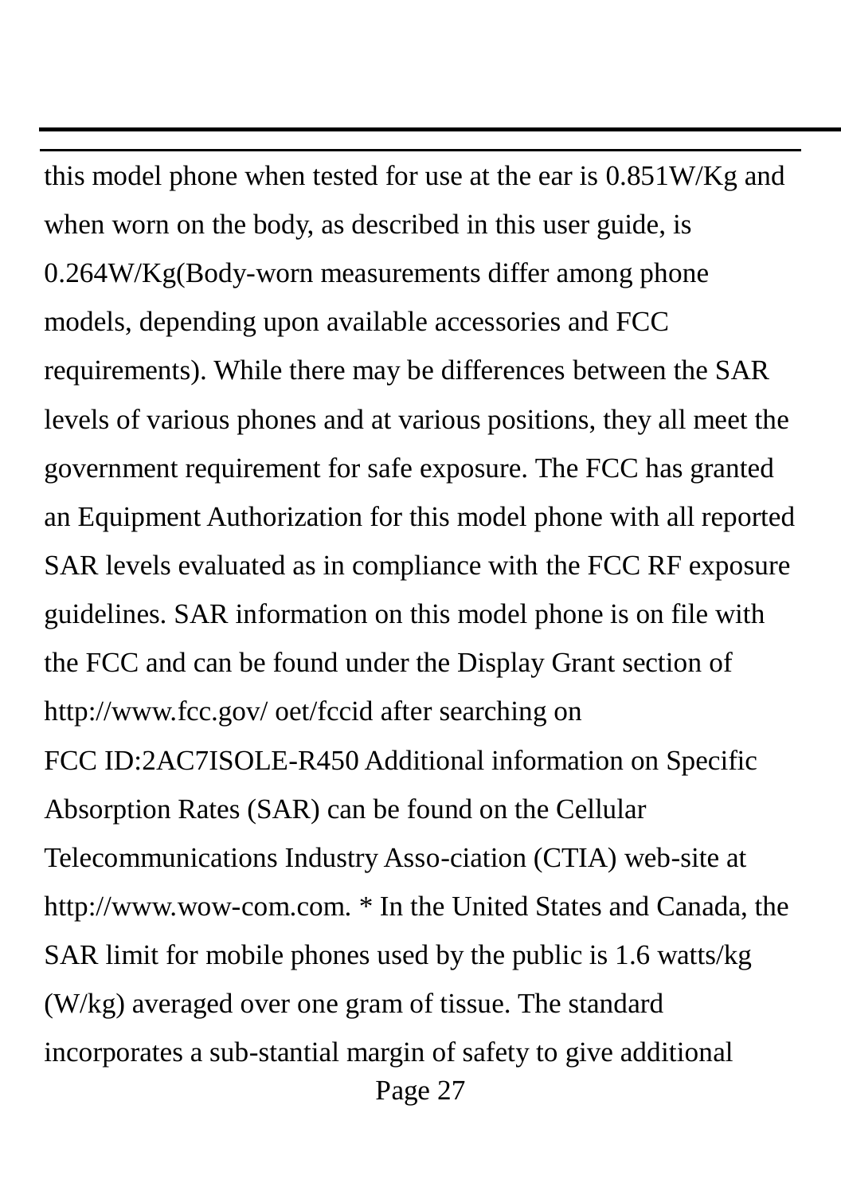this model phone when tested for use at the ear is 0.851W/Kg and when worn on the body, as described in this user guide, is 0.264W/Kg(Body-worn measurements differ among phone models, depending upon available accessories and FCC requirements). While there may be differences between the SAR levels of various phones and at various positions, they all meet the government requirement for safe exposure. The FCC has granted an Equipment Authorization for this model phone with all reported SAR levels evaluated as in compliance with the FCC RF exposure guidelines. SAR information on this model phone is on file with the FCC and can be found under the Display Grant section of http://www.fcc.gov/ oet/fccid after searching on
FCC ID:2AC7ISOLE-R450 Additional information on Specific Absorption Rates (SAR) can be found on the Cellular Telecommunications Industry Asso-ciation (CTIA) web-site at http://www.wow-com.com. * In the United States and Canada, the SAR limit for mobile phones used by the public is 1.6 watts/kg (W/kg) averaged over one gram of tissue. The standard incorporates a sub-stantial margin of safety to give additional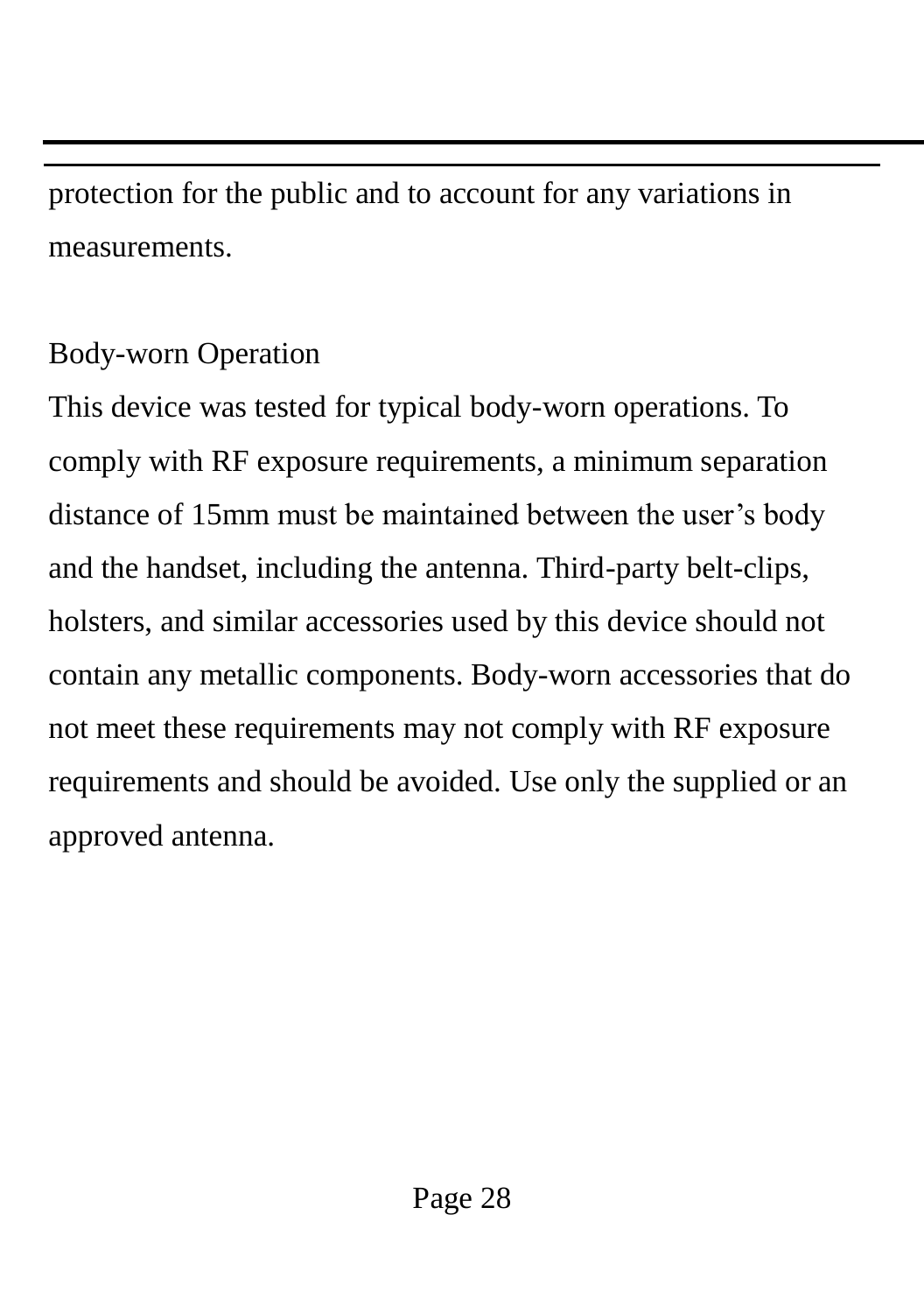protection for the public and to account for any variations in measurements.

Body-worn Operation

This device was tested for typical body-worn operations. To comply with RF exposure requirements, a minimum separation distance of 15mm must be maintained between the user's body and the handset, including the antenna. Third-party belt-clips, holsters, and similar accessories used by this device should not contain any metallic components. Body-worn accessories that do not meet these requirements may not comply with RF exposure requirements and should be avoided. Use only the supplied or an approved antenna.